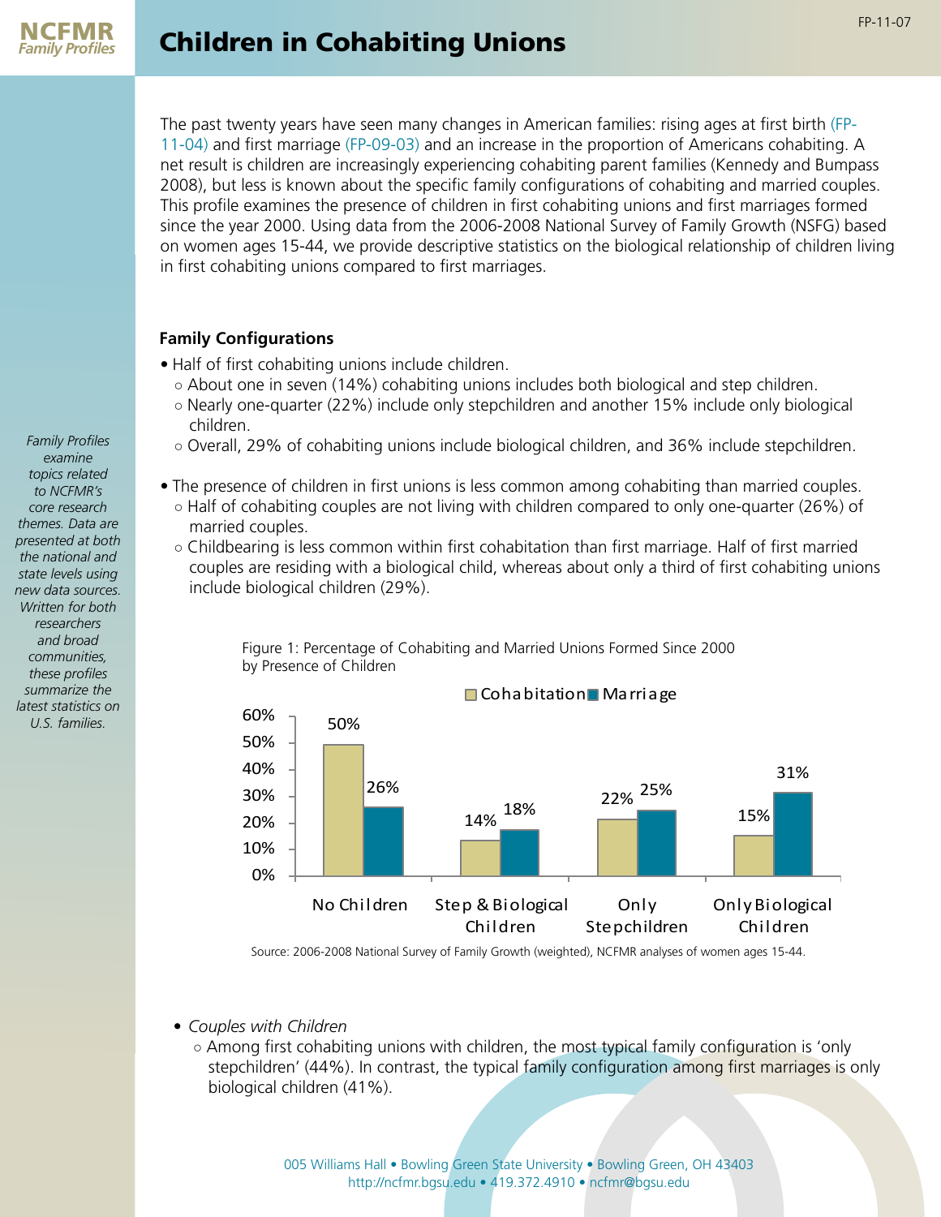# Children in Cohabiting Unions

*Family Profiles examine topics related to NCFMR's core research themes. Data are presented at both the national and state levels using new data sources. Written for both researchers and broad communities, these profiles summarize the latest statistics on U.S. families.*

The past twenty years have seen many changes in American families: rising ages at first birth (FP-11-04) and first marriage (FP-09-03) and an increase in the proportion of Americans cohabiting. A net result is children are increasingly experiencing cohabiting parent families (Kennedy and Bumpass 2008), but less is known about the specific family configurations of cohabiting and married couples. This profile examines the presence of children in first cohabiting unions and first marriages formed since the year 2000. Using data from the 2006-2008 National Survey of Family Growth (NSFG) based on women ages 15-44, we provide descriptive statistics on the biological relationship of children living in first cohabiting unions compared to first marriages.

### Family Configurations

- Half of first cohabiting unions include children.
  - About one in seven (14%) cohabiting unions includes both biological and step children.
  - Nearly one-quarter (22%) include only stepchildren and another 15% include only biological children.
  - Overall, 29% of cohabiting unions include biological children, and 36% include stepchildren.
- The presence of children in first unions is less common among cohabiting than married couples.
  - Half of cohabiting couples are not living with children compared to only one-quarter (26%) of married couples.
  - Childbearing is less common within first cohabitation than first marriage. Half of first married couples are residing with a biological child, whereas about only a third of first cohabiting unions include biological children (29%).

Figure 1: Percentage of Cohabiting and Married Unions Formed Since 2000 by Presence of Children

| | Cohabitation | Marriage |
|---|---|---|
| No Children | 50% | 26% |
| Step & Biological Children | 14% | 18% |
| Only Stepchildren | 22% | 25% |
| Only Biological Children | 15% | 31% |

Source: 2006-2008 National Survey of Family Growth (weighted), NCFMR analyses of women ages 15-44.

- *Couples with Children*
  - Among first cohabiting unions with children, the most typical family configuration is 'only stepchildren' (44%). In contrast, the typical family configuration among first marriages is only biological children (41%).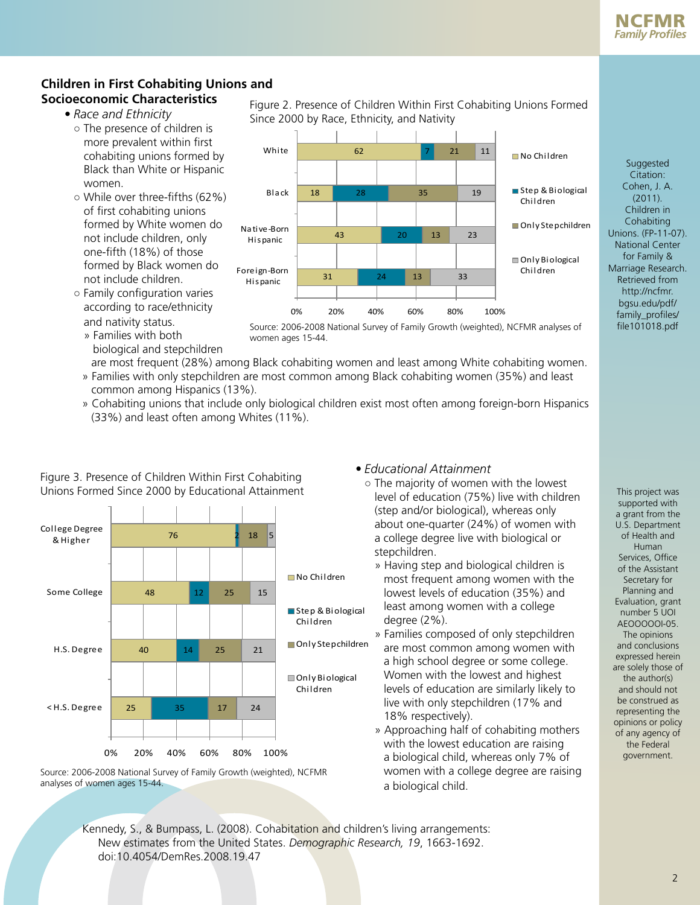## Children in First Cohabiting Unions and Socioeconomic Characteristics

- *Race and Ethnicity*
  - The presence of children is more prevalent within first cohabiting unions formed by Black than White or Hispanic women.
  - While over three-fifths (62%) of first cohabiting unions formed by White women do not include children, only one-fifth (18%) of those formed by Black women do not include children.
  - Family configuration varies according to race/ethnicity and nativity status.
    - » Families with both biological and stepchildren are most frequent (28%) among Black cohabiting women and least among White cohabiting women.
    - » Families with only stepchildren are most common among Black cohabiting women (35%) and least common among Hispanics (13%).
    - » Cohabiting unions that include only biological children exist most often among foreign-born Hispanics (33%) and least often among Whites (11%).

Figure 2. Presence of Children Within First Cohabiting Unions Formed Since 2000 by Race, Ethnicity, and Nativity

White: 62, 7, 21, 11
Black: 18, 28, 35, 19
Native-Born Hispanic: 43, 20, 13, 23
Foreign-Born Hispanic: 31, 24, 13, 33

0% 20% 40% 60% 80% 100%

No Children
Step & Biological Children
Only Stepchildren
Only Biological Children

Source: 2006-2008 National Survey of Family Growth (weighted), NCFMR analyses of women ages 15-44.

Figure 3. Presence of Children Within First Cohabiting Unions Formed Since 2000 by Educational Attainment

College Degree & Higher: 76, 2, 18, 5
Some College: 48, 12, 25, 15
H.S. Degree: 40, 14, 25, 21
<H.S. Degree: 25, 35, 17, 24

0% 20% 40% 60% 80% 100%

No Children
Step & Biological Children
Only Stepchildren
Only Biological Children

Source: 2006-2008 National Survey of Family Growth (weighted), NCFMR analyses of women ages 15-44.

- *Educational Attainment*
  - The majority of women with the lowest level of education (75%) live with children (step and/or biological), whereas only about one-quarter (24%) of women with a college degree live with biological or stepchildren.
    - » Having step and biological children is most frequent among women with the lowest levels of education (35%) and least among women with a college degree (2%).
    - » Families composed of only stepchildren are most common among women with a high school degree or some college. Women with the lowest and highest levels of education are similarly likely to live with only stepchildren (17% and 18% respectively).
    - » Approaching half of cohabiting mothers with the lowest education are raising a biological child, whereas only 7% of women with a college degree are raising a biological child.

Kennedy, S., & Bumpass, L. (2008). Cohabitation and children's living arrangements: New estimates from the United States. *Demographic Research, 19*, 1663-1692. doi:10.4054/DemRes.2008.19.47

Suggested Citation: Cohen, J. A. (2011). Children in Cohabiting Unions. (FP-11-07). National Center for Family & Marriage Research. Retrieved from http://ncfmr.bgsu.edu/pdf/family_profiles/file101018.pdf

This project was supported with a grant from the U.S. Department of Health and Human Services, Office of the Assistant Secretary for Planning and Evaluation, grant number 5 UOI AEOOOOOI-05. The opinions and conclusions expressed herein are solely those of the author(s) and should not be construed as representing the opinions or policy of any agency of the Federal government.